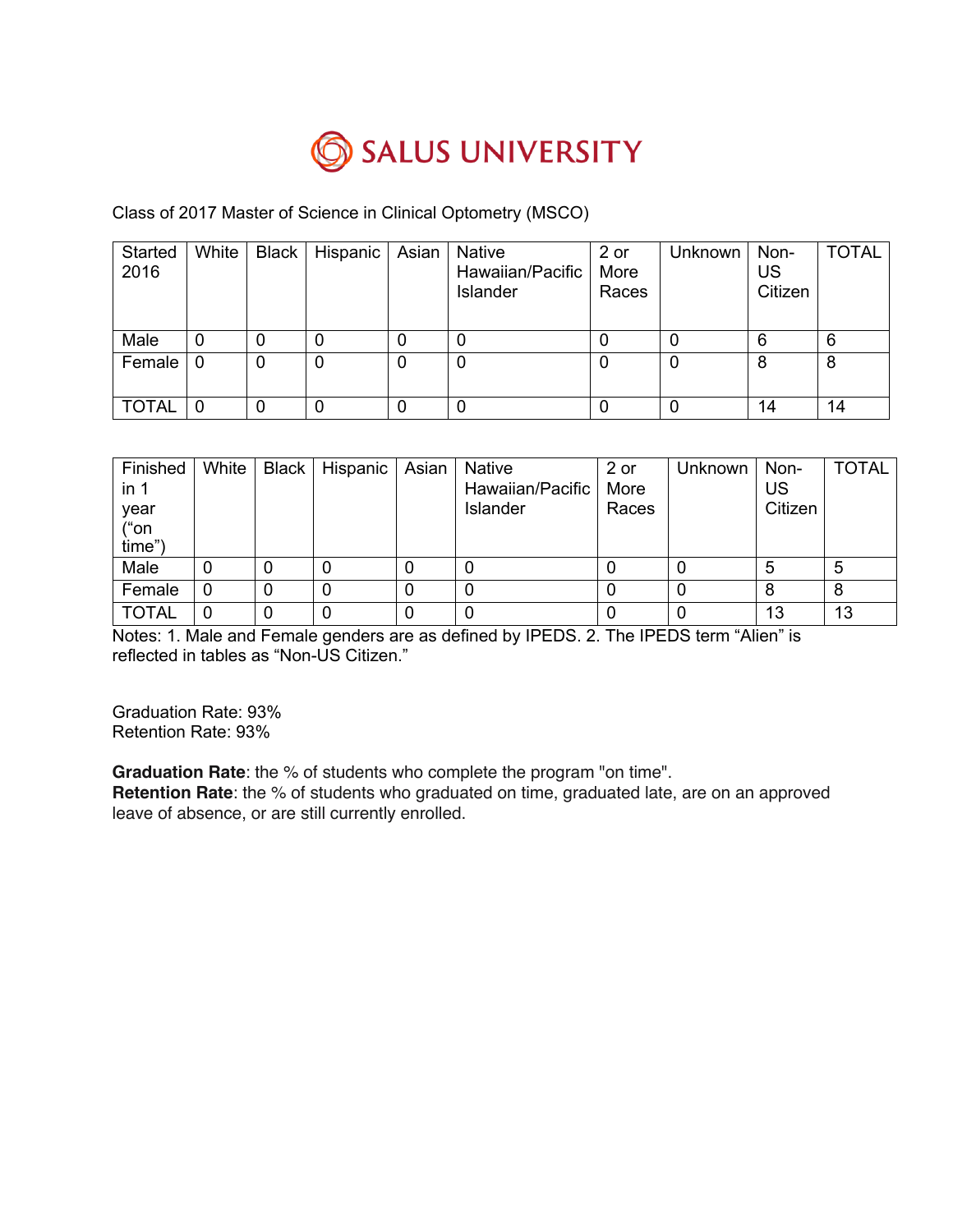# SALUS UNIVERSITY

Class of 2017 Master of Science in Clinical Optometry (MSCO)

| Started 2016 | White | Black | Hispanic | Asian | Native Hawaiian/Pacific Islander | 2 or More Races | Unknown | Non-US Citizen | TOTAL |
|---|---|---|---|---|---|---|---|---|---|
| Male | 0 | 0 | 0 | 0 | 0 | 0 | 0 | 6 | 6 |
| Female | 0 | 0 | 0 | 0 | 0 | 0 | 0 | 8 | 8 |
| TOTAL | 0 | 0 | 0 | 0 | 0 | 0 | 0 | 14 | 14 |

| Finished in 1 year ("on time") | White | Black | Hispanic | Asian | Native Hawaiian/Pacific Islander | 2 or More Races | Unknown | Non-US Citizen | TOTAL |
|---|---|---|---|---|---|---|---|---|---|
| Male | 0 | 0 | 0 | 0 | 0 | 0 | 0 | 5 | 5 |
| Female | 0 | 0 | 0 | 0 | 0 | 0 | 0 | 8 | 8 |
| TOTAL | 0 | 0 | 0 | 0 | 0 | 0 | 0 | 13 | 13 |

Notes: 1. Male and Female genders are as defined by IPEDS. 2. The IPEDS term "Alien" is reflected in tables as "Non-US Citizen."

Graduation Rate: 93%
Retention Rate: 93%

**Graduation Rate**: the % of students who complete the program "on time".
**Retention Rate**: the % of students who graduated on time, graduated late, are on an approved leave of absence, or are still currently enrolled.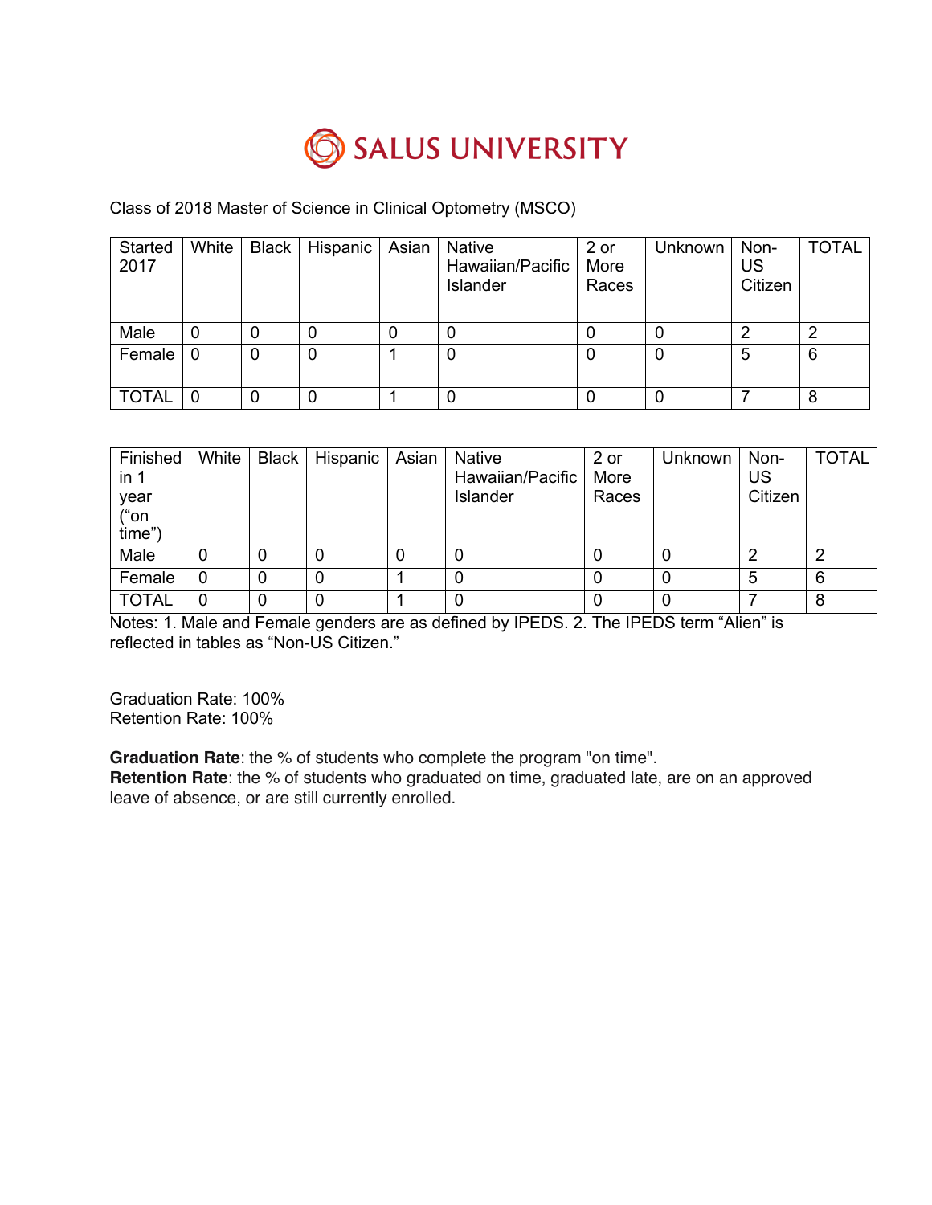# SALUS UNIVERSITY

Class of 2018 Master of Science in Clinical Optometry (MSCO)

| Started 2017 | White | Black | Hispanic | Asian | Native Hawaiian/Pacific Islander | 2 or More Races | Unknown | Non-US Citizen | TOTAL |
|---|---|---|---|---|---|---|---|---|---|
| Male | 0 | 0 | 0 | 0 | 0 | 0 | 0 | 2 | 2 |
| Female | 0 | 0 | 0 | 1 | 0 | 0 | 0 | 5 | 6 |
| TOTAL | 0 | 0 | 0 | 1 | 0 | 0 | 0 | 7 | 8 |

| Finished in 1 year ("on time") | White | Black | Hispanic | Asian | Native Hawaiian/Pacific Islander | 2 or More Races | Unknown | Non-US Citizen | TOTAL |
|---|---|---|---|---|---|---|---|---|---|
| Male | 0 | 0 | 0 | 0 | 0 | 0 | 0 | 2 | 2 |
| Female | 0 | 0 | 0 | 1 | 0 | 0 | 0 | 5 | 6 |
| TOTAL | 0 | 0 | 0 | 1 | 0 | 0 | 0 | 7 | 8 |

Notes: 1. Male and Female genders are as defined by IPEDS. 2. The IPEDS term "Alien" is reflected in tables as "Non-US Citizen."

Graduation Rate: 100%
Retention Rate: 100%

**Graduation Rate**: the % of students who complete the program "on time".
**Retention Rate**: the % of students who graduated on time, graduated late, are on an approved leave of absence, or are still currently enrolled.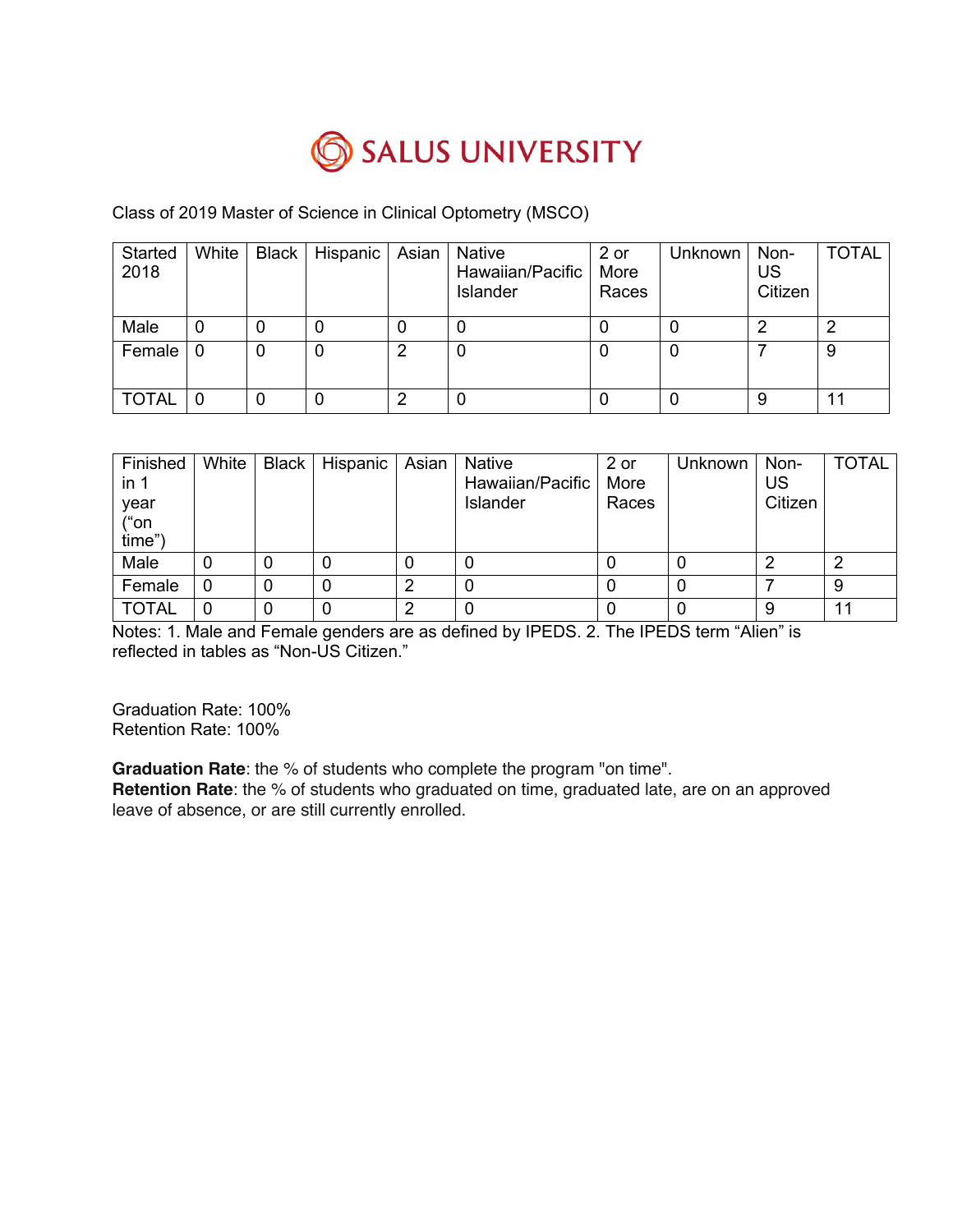# SALUS UNIVERSITY

Class of 2019 Master of Science in Clinical Optometry (MSCO)

| Started 2018 | White | Black | Hispanic | Asian | Native Hawaiian/Pacific Islander | 2 or More Races | Unknown | Non-US Citizen | TOTAL |
|---|---|---|---|---|---|---|---|---|---|
| Male | 0 | 0 | 0 | 0 | 0 | 0 | 0 | 2 | 2 |
| Female | 0 | 0 | 0 | 2 | 0 | 0 | 0 | 7 | 9 |
| TOTAL | 0 | 0 | 0 | 2 | 0 | 0 | 0 | 9 | 11 |

| Finished in 1 year ("on time") | White | Black | Hispanic | Asian | Native Hawaiian/Pacific Islander | 2 or More Races | Unknown | Non-US Citizen | TOTAL |
|---|---|---|---|---|---|---|---|---|---|
| Male | 0 | 0 | 0 | 0 | 0 | 0 | 0 | 2 | 2 |
| Female | 0 | 0 | 0 | 2 | 0 | 0 | 0 | 7 | 9 |
| TOTAL | 0 | 0 | 0 | 2 | 0 | 0 | 0 | 9 | 11 |

Notes: 1. Male and Female genders are as defined by IPEDS. 2. The IPEDS term "Alien" is reflected in tables as "Non-US Citizen."

Graduation Rate: 100%
Retention Rate: 100%

**Graduation Rate**: the % of students who complete the program "on time".
**Retention Rate**: the % of students who graduated on time, graduated late, are on an approved leave of absence, or are still currently enrolled.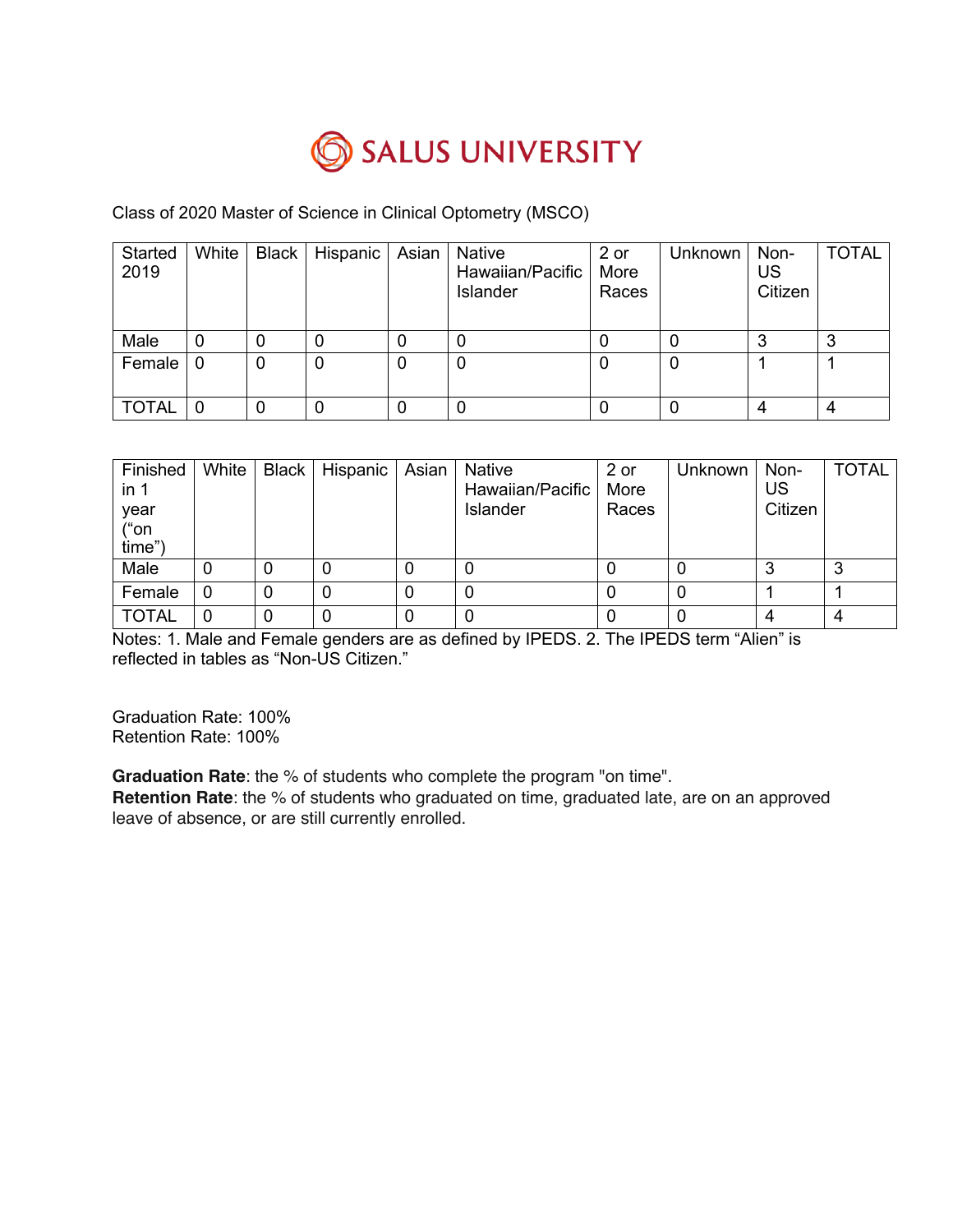SALUS UNIVERSITY

Class of 2020 Master of Science in Clinical Optometry (MSCO)

| Started 2019 | White | Black | Hispanic | Asian | Native Hawaiian/Pacific Islander | 2 or More Races | Unknown | Non-US Citizen | TOTAL |
|---|---|---|---|---|---|---|---|---|---|
| Male | 0 | 0 | 0 | 0 | 0 | 0 | 0 | 3 | 3 |
| Female | 0 | 0 | 0 | 0 | 0 | 0 | 0 | 1 | 1 |
| TOTAL | 0 | 0 | 0 | 0 | 0 | 0 | 0 | 4 | 4 |

| Finished in 1 year ("on time") | White | Black | Hispanic | Asian | Native Hawaiian/Pacific Islander | 2 or More Races | Unknown | Non-US Citizen | TOTAL |
|---|---|---|---|---|---|---|---|---|---|
| Male | 0 | 0 | 0 | 0 | 0 | 0 | 0 | 3 | 3 |
| Female | 0 | 0 | 0 | 0 | 0 | 0 | 0 | 1 | 1 |
| TOTAL | 0 | 0 | 0 | 0 | 0 | 0 | 0 | 4 | 4 |

Notes: 1. Male and Female genders are as defined by IPEDS. 2. The IPEDS term "Alien" is reflected in tables as "Non-US Citizen."

Graduation Rate: 100%
Retention Rate: 100%

**Graduation Rate**: the % of students who complete the program "on time".
**Retention Rate**: the % of students who graduated on time, graduated late, are on an approved leave of absence, or are still currently enrolled.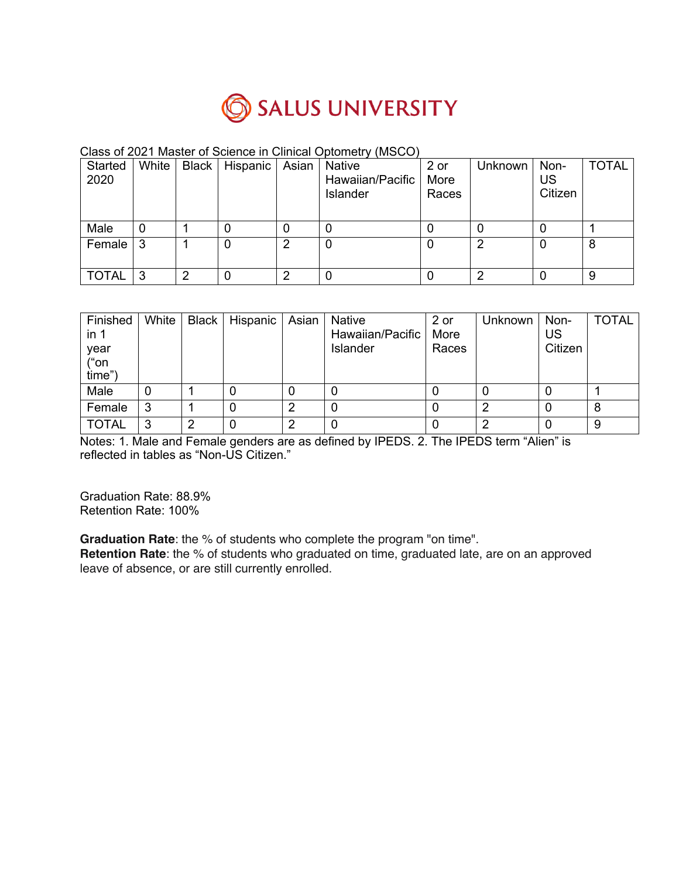# SALUS UNIVERSITY

Class of 2021 Master of Science in Clinical Optometry (MSCO)

| Started 2020 | White | Black | Hispanic | Asian | Native Hawaiian/Pacific Islander | 2 or More Races | Unknown | Non-US Citizen | TOTAL |
|---|---|---|---|---|---|---|---|---|---|
| Male | 0 | 1 | 0 | 0 | 0 | 0 | 0 | 0 | 1 |
| Female | 3 | 1 | 0 | 2 | 0 | 0 | 2 | 0 | 8 |
| TOTAL | 3 | 2 | 0 | 2 | 0 | 0 | 2 | 0 | 9 |

| Finished in 1 year ("on time") | White | Black | Hispanic | Asian | Native Hawaiian/Pacific Islander | 2 or More Races | Unknown | Non-US Citizen | TOTAL |
|---|---|---|---|---|---|---|---|---|---|
| Male | 0 | 1 | 0 | 0 | 0 | 0 | 0 | 0 | 1 |
| Female | 3 | 1 | 0 | 2 | 0 | 0 | 2 | 0 | 8 |
| TOTAL | 3 | 2 | 0 | 2 | 0 | 0 | 2 | 0 | 9 |

Notes: 1. Male and Female genders are as defined by IPEDS. 2. The IPEDS term "Alien" is reflected in tables as "Non-US Citizen."

Graduation Rate: 88.9%
Retention Rate: 100%

**Graduation Rate**: the % of students who complete the program "on time".
**Retention Rate**: the % of students who graduated on time, graduated late, are on an approved leave of absence, or are still currently enrolled.